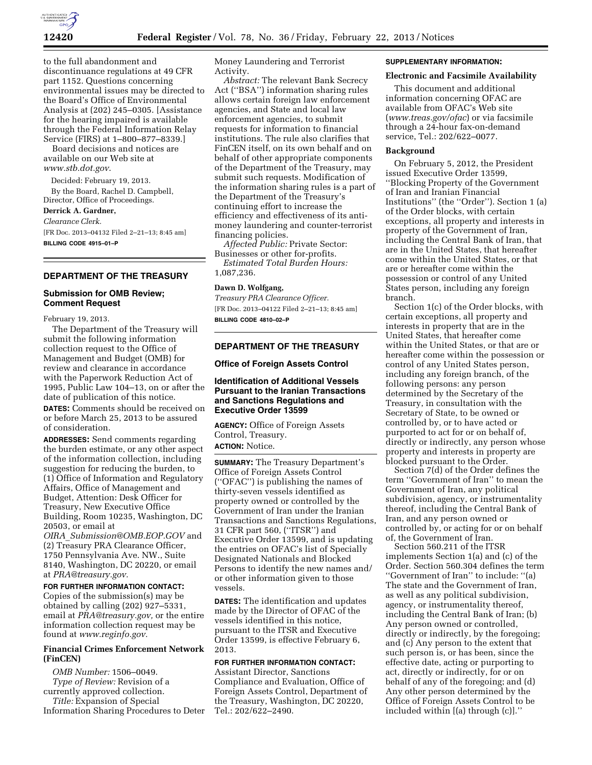to the full abandonment and discontinuance regulations at 49 CFR part 1152. Questions concerning environmental issues may be directed to the Board's Office of Environmental Analysis at (202) 245–0305. [Assistance for the hearing impaired is available through the Federal Information Relay Service (FIRS) at 1–800–877–8339.]

Board decisions and notices are available on our Web site at *www.stb.dot.gov*.

Decided: February 19, 2013.

By the Board, Rachel D. Campbell, Director, Office of Proceedings.

**Derrick A. Gardner,**

*Clearance Clerk.*

[FR Doc. 2013–04132 Filed 2–21–13; 8:45 am]

**BILLING CODE 4915–01–P**

## DEPARTMENT OF THE TREASURY

### Submission for OMB Review; Comment Request

February 19, 2013.

The Department of the Treasury will submit the following information collection request to the Office of Management and Budget (OMB) for review and clearance in accordance with the Paperwork Reduction Act of 1995, Public Law 104–13, on or after the date of publication of this notice.

**DATES:** Comments should be received on or before March 25, 2013 to be assured of consideration.

**ADDRESSES:** Send comments regarding the burden estimate, or any other aspect of the information collection, including suggestion for reducing the burden, to (1) Office of Information and Regulatory Affairs, Office of Management and Budget, Attention: Desk Officer for Treasury, New Executive Office Building, Room 10235, Washington, DC 20503, or email at *OIRA_Submission@OMB.EOP.GOV* and (2) Treasury PRA Clearance Officer, 1750 Pennsylvania Ave. NW., Suite 8140, Washington, DC 20220, or email at *PRA@treasury.gov.*

**FOR FURTHER INFORMATION CONTACT:** Copies of the submission(s) may be obtained by calling (202) 927–5331, email at *PRA@treasury.gov,* or the entire information collection request may be found at *www.reginfo.gov.*

### Financial Crimes Enforcement Network (FinCEN)

*OMB Number:* 1506–0049.

*Type of Review:* Revision of a currently approved collection.

*Title:* Expansion of Special Information Sharing Procedures to Deter Money Laundering and Terrorist Activity.

*Abstract:* The relevant Bank Secrecy Act (''BSA'') information sharing rules allows certain foreign law enforcement agencies, and State and local law enforcement agencies, to submit requests for information to financial institutions. The rule also clarifies that FinCEN itself, on its own behalf and on behalf of other appropriate components of the Department of the Treasury, may submit such requests. Modification of the information sharing rules is a part of the Department of the Treasury's continuing effort to increase the efficiency and effectiveness of its anti-money laundering and counter-terrorist financing policies.

*Affected Public:* Private Sector: Businesses or other for-profits.

*Estimated Total Burden Hours:* 1,087,236.

**Dawn D. Wolfgang,**

*Treasury PRA Clearance Officer.*

[FR Doc. 2013–04122 Filed 2–21–13; 8:45 am]

**BILLING CODE 4810–02–P**

## DEPARTMENT OF THE TREASURY

### Office of Foreign Assets Control

### Identification of Additional Vessels Pursuant to the Iranian Transactions and Sanctions Regulations and Executive Order 13599

**AGENCY:** Office of Foreign Assets Control, Treasury.

**ACTION:** Notice.

**SUMMARY:** The Treasury Department's Office of Foreign Assets Control (''OFAC'') is publishing the names of thirty-seven vessels identified as property owned or controlled by the Government of Iran under the Iranian Transactions and Sanctions Regulations, 31 CFR part 560, (''ITSR'') and Executive Order 13599, and is updating the entries on OFAC's list of Specially Designated Nationals and Blocked Persons to identify the new names and/or other information given to those vessels.

**DATES:** The identification and updates made by the Director of OFAC of the vessels identified in this notice, pursuant to the ITSR and Executive Order 13599, is effective February 6, 2013.

**FOR FURTHER INFORMATION CONTACT:** Assistant Director, Sanctions Compliance and Evaluation, Office of Foreign Assets Control, Department of the Treasury, Washington, DC 20220, Tel.: 202/622–2490.

**SUPPLEMENTARY INFORMATION:**

### Electronic and Facsimile Availability

This document and additional information concerning OFAC are available from OFAC's Web site (*www.treas.gov/ofac*) or via facsimile through a 24-hour fax-on-demand service, Tel.: 202/622–0077.

### Background

On February 5, 2012, the President issued Executive Order 13599, ''Blocking Property of the Government of Iran and Iranian Financial Institutions'' (the ''Order''). Section 1 (a) of the Order blocks, with certain exceptions, all property and interests in property of the Government of Iran, including the Central Bank of Iran, that are in the United States, that hereafter come within the United States, or that are or hereafter come within the possession or control of any United States person, including any foreign branch.

Section 1(c) of the Order blocks, with certain exceptions, all property and interests in property that are in the United States, that hereafter come within the United States, or that are or hereafter come within the possession or control of any United States person, including any foreign branch, of the following persons: any person determined by the Secretary of the Treasury, in consultation with the Secretary of State, to be owned or controlled by, or to have acted or purported to act for or on behalf of, directly or indirectly, any person whose property and interests in property are blocked pursuant to the Order.

Section 7(d) of the Order defines the term ''Government of Iran'' to mean the Government of Iran, any political subdivision, agency, or instrumentality thereof, including the Central Bank of Iran, and any person owned or controlled by, or acting for or on behalf of, the Government of Iran.

Section 560.211 of the ITSR implements Section 1(a) and (c) of the Order. Section 560.304 defines the term ''Government of Iran'' to include: ''(a) The state and the Government of Iran, as well as any political subdivision, agency, or instrumentality thereof, including the Central Bank of Iran; (b) Any person owned or controlled, directly or indirectly, by the foregoing; and (c) Any person to the extent that such person is, or has been, since the effective date, acting or purporting to act, directly or indirectly, for or on behalf of any of the foregoing; and (d) Any other person determined by the Office of Foreign Assets Control to be included within [(a) through (c)].''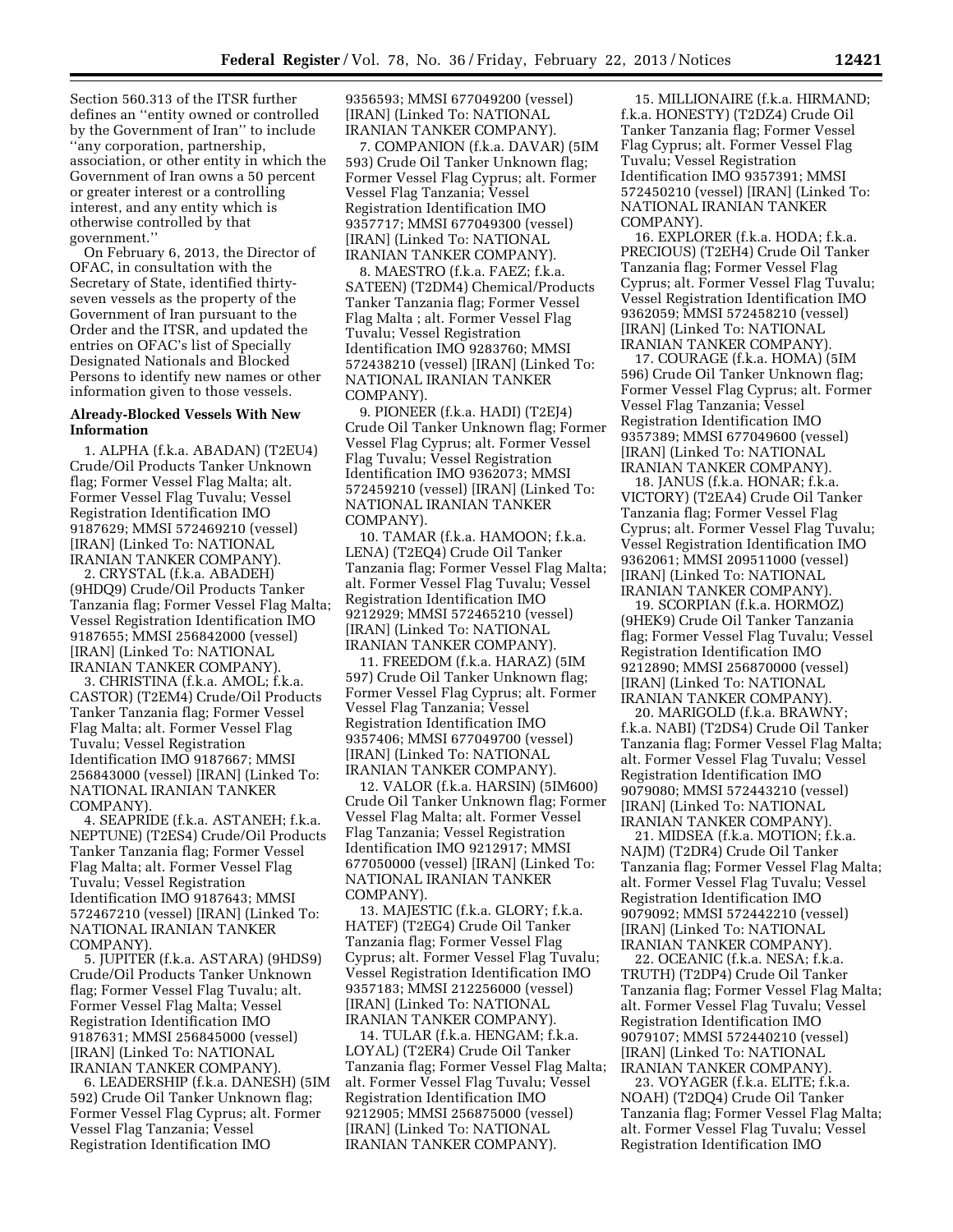Section 560.313 of the ITSR further defines an ''entity owned or controlled by the Government of Iran'' to include ''any corporation, partnership, association, or other entity in which the Government of Iran owns a 50 percent or greater interest or a controlling interest, and any entity which is otherwise controlled by that government.''

On February 6, 2013, the Director of OFAC, in consultation with the Secretary of State, identified thirty-seven vessels as the property of the Government of Iran pursuant to the Order and the ITSR, and updated the entries on OFAC's list of Specially Designated Nationals and Blocked Persons to identify new names or other information given to those vessels.

**Already-Blocked Vessels With New Information**

1. ALPHA (f.k.a. ABADAN) (T2EU4) Crude/Oil Products Tanker Unknown flag; Former Vessel Flag Malta; alt. Former Vessel Flag Tuvalu; Vessel Registration Identification IMO 9187629; MMSI 572469210 (vessel) [IRAN] (Linked To: NATIONAL IRANIAN TANKER COMPANY).

2. CRYSTAL (f.k.a. ABADEH) (9HDQ9) Crude/Oil Products Tanker Tanzania flag; Former Vessel Flag Malta; Vessel Registration Identification IMO 9187655; MMSI 256842000 (vessel) [IRAN] (Linked To: NATIONAL IRANIAN TANKER COMPANY).

3. CHRISTINA (f.k.a. AMOL; f.k.a. CASTOR) (T2EM4) Crude/Oil Products Tanker Tanzania flag; Former Vessel Flag Malta; alt. Former Vessel Flag Tuvalu; Vessel Registration Identification IMO 9187667; MMSI 256843000 (vessel) [IRAN] (Linked To: NATIONAL IRANIAN TANKER COMPANY).

4. SEAPRIDE (f.k.a. ASTANEH; f.k.a. NEPTUNE) (T2ES4) Crude/Oil Products Tanker Tanzania flag; Former Vessel Flag Malta; alt. Former Vessel Flag Tuvalu; Vessel Registration Identification IMO 9187643; MMSI 572467210 (vessel) [IRAN] (Linked To: NATIONAL IRANIAN TANKER COMPANY).

5. JUPITER (f.k.a. ASTARA) (9HDS9) Crude/Oil Products Tanker Unknown flag; Former Vessel Flag Tuvalu; alt. Former Vessel Flag Malta; Vessel Registration Identification IMO 9187631; MMSI 256845000 (vessel) [IRAN] (Linked To: NATIONAL IRANIAN TANKER COMPANY).

6. LEADERSHIP (f.k.a. DANESH) (5IM 592) Crude Oil Tanker Unknown flag; Former Vessel Flag Cyprus; alt. Former Vessel Flag Tanzania; Vessel Registration Identification IMO 9356593; MMSI 677049200 (vessel) [IRAN] (Linked To: NATIONAL IRANIAN TANKER COMPANY).

7. COMPANION (f.k.a. DAVAR) (5IM 593) Crude Oil Tanker Unknown flag; Former Vessel Flag Cyprus; alt. Former Vessel Flag Tanzania; Vessel Registration Identification IMO 9357717; MMSI 677049300 (vessel) [IRAN] (Linked To: NATIONAL IRANIAN TANKER COMPANY).

8. MAESTRO (f.k.a. FAEZ; f.k.a. SATEEN) (T2DM4) Chemical/Products Tanker Tanzania flag; Former Vessel Flag Malta ; alt. Former Vessel Flag Tuvalu; Vessel Registration Identification IMO 9283760; MMSI 572438210 (vessel) [IRAN] (Linked To: NATIONAL IRANIAN TANKER COMPANY).

9. PIONEER (f.k.a. HADI) (T2EJ4) Crude Oil Tanker Unknown flag; Former Vessel Flag Cyprus; alt. Former Vessel Flag Tuvalu; Vessel Registration Identification IMO 9362073; MMSI 572459210 (vessel) [IRAN] (Linked To: NATIONAL IRANIAN TANKER COMPANY).

10. TAMAR (f.k.a. HAMOON; f.k.a. LENA) (T2EQ4) Crude Oil Tanker Tanzania flag; Former Vessel Flag Malta; alt. Former Vessel Flag Tuvalu; Vessel Registration Identification IMO 9212929; MMSI 572465210 (vessel) [IRAN] (Linked To: NATIONAL IRANIAN TANKER COMPANY).

11. FREEDOM (f.k.a. HARAZ) (5IM 597) Crude Oil Tanker Unknown flag; Former Vessel Flag Cyprus; alt. Former Vessel Flag Tanzania; Vessel Registration Identification IMO 9357406; MMSI 677049700 (vessel) [IRAN] (Linked To: NATIONAL IRANIAN TANKER COMPANY).

12. VALOR (f.k.a. HARSIN) (5IM600) Crude Oil Tanker Unknown flag; Former Vessel Flag Malta; alt. Former Vessel Flag Tanzania; Vessel Registration Identification IMO 9212917; MMSI 677050000 (vessel) [IRAN] (Linked To: NATIONAL IRANIAN TANKER COMPANY).

13. MAJESTIC (f.k.a. GLORY; f.k.a. HATEF) (T2EG4) Crude Oil Tanker Tanzania flag; Former Vessel Flag Cyprus; alt. Former Vessel Flag Tuvalu; Vessel Registration Identification IMO 9357183; MMSI 212256000 (vessel) [IRAN] (Linked To: NATIONAL IRANIAN TANKER COMPANY).

14. TULAR (f.k.a. HENGAM; f.k.a. LOYAL) (T2ER4) Crude Oil Tanker Tanzania flag; Former Vessel Flag Malta; alt. Former Vessel Flag Tuvalu; Vessel Registration Identification IMO 9212905; MMSI 256875000 (vessel) [IRAN] (Linked To: NATIONAL IRANIAN TANKER COMPANY).

15. MILLIONAIRE (f.k.a. HIRMAND; f.k.a. HONESTY) (T2DZ4) Crude Oil Tanker Tanzania flag; Former Vessel Flag Cyprus; alt. Former Vessel Flag Tuvalu; Vessel Registration Identification IMO 9357391; MMSI 572450210 (vessel) [IRAN] (Linked To: NATIONAL IRANIAN TANKER COMPANY).

16. EXPLORER (f.k.a. HODA; f.k.a. PRECIOUS) (T2EH4) Crude Oil Tanker Tanzania flag; Former Vessel Flag Cyprus; alt. Former Vessel Flag Tuvalu; Vessel Registration Identification IMO 9362059; MMSI 572458210 (vessel) [IRAN] (Linked To: NATIONAL IRANIAN TANKER COMPANY).

17. COURAGE (f.k.a. HOMA) (5IM 596) Crude Oil Tanker Unknown flag; Former Vessel Flag Cyprus; alt. Former Vessel Flag Tanzania; Vessel Registration Identification IMO 9357389; MMSI 677049600 (vessel) [IRAN] (Linked To: NATIONAL IRANIAN TANKER COMPANY).

18. JANUS (f.k.a. HONAR; f.k.a. VICTORY) (T2EA4) Crude Oil Tanker Tanzania flag; Former Vessel Flag Cyprus; alt. Former Vessel Flag Tuvalu; Vessel Registration Identification IMO 9362061; MMSI 209511000 (vessel) [IRAN] (Linked To: NATIONAL IRANIAN TANKER COMPANY).

19. SCORPIAN (f.k.a. HORMOZ) (9HEK9) Crude Oil Tanker Tanzania flag; Former Vessel Flag Tuvalu; Vessel Registration Identification IMO 9212890; MMSI 256870000 (vessel) [IRAN] (Linked To: NATIONAL IRANIAN TANKER COMPANY).

20. MARIGOLD (f.k.a. BRAWNY; f.k.a. NABI) (T2DS4) Crude Oil Tanker Tanzania flag; Former Vessel Flag Malta; alt. Former Vessel Flag Tuvalu; Vessel Registration Identification IMO 9079080; MMSI 572443210 (vessel) [IRAN] (Linked To: NATIONAL IRANIAN TANKER COMPANY).

21. MIDSEA (f.k.a. MOTION; f.k.a. NAJM) (T2DR4) Crude Oil Tanker Tanzania flag; Former Vessel Flag Malta; alt. Former Vessel Flag Tuvalu; Vessel Registration Identification IMO 9079092; MMSI 572442210 (vessel) [IRAN] (Linked To: NATIONAL IRANIAN TANKER COMPANY).

22. OCEANIC (f.k.a. NESA; f.k.a. TRUTH) (T2DP4) Crude Oil Tanker Tanzania flag; Former Vessel Flag Malta; alt. Former Vessel Flag Tuvalu; Vessel Registration Identification IMO 9079107; MMSI 572440210 (vessel) [IRAN] (Linked To: NATIONAL IRANIAN TANKER COMPANY).

23. VOYAGER (f.k.a. ELITE; f.k.a. NOAH) (T2DQ4) Crude Oil Tanker Tanzania flag; Former Vessel Flag Malta; alt. Former Vessel Flag Tuvalu; Vessel Registration Identification IMO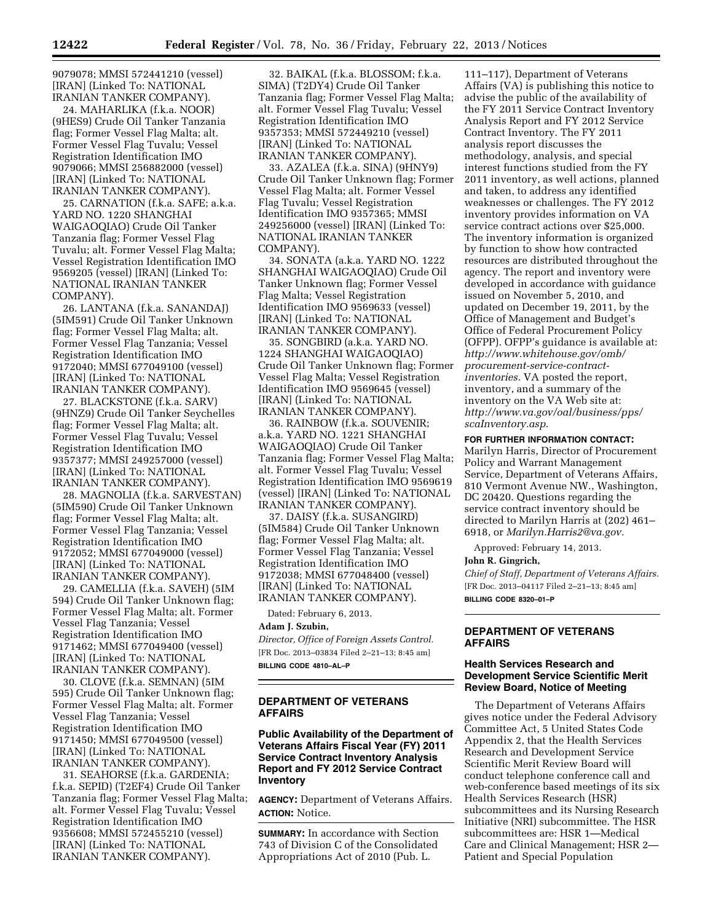9079078; MMSI 572441210 (vessel) [IRAN] (Linked To: NATIONAL IRANIAN TANKER COMPANY).

24. MAHARLIKA (f.k.a. NOOR) (9HES9) Crude Oil Tanker Tanzania flag; Former Vessel Flag Malta; alt. Former Vessel Flag Tuvalu; Vessel Registration Identification IMO 9079066; MMSI 256882000 (vessel) [IRAN] (Linked To: NATIONAL IRANIAN TANKER COMPANY).

25. CARNATION (f.k.a. SAFE; a.k.a. YARD NO. 1220 SHANGHAI WAIGAOQIAO) Crude Oil Tanker Tanzania flag; Former Vessel Flag Tuvalu; alt. Former Vessel Flag Malta; Vessel Registration Identification IMO 9569205 (vessel) [IRAN] (Linked To: NATIONAL IRANIAN TANKER COMPANY).

26. LANTANA (f.k.a. SANANDAJ) (5IM591) Crude Oil Tanker Unknown flag; Former Vessel Flag Malta; alt. Former Vessel Flag Tanzania; Vessel Registration Identification IMO 9172040; MMSI 677049100 (vessel) [IRAN] (Linked To: NATIONAL IRANIAN TANKER COMPANY).

27. BLACKSTONE (f.k.a. SARV) (9HNZ9) Crude Oil Tanker Seychelles flag; Former Vessel Flag Malta; alt. Former Vessel Flag Tuvalu; Vessel Registration Identification IMO 9357377; MMSI 249257000 (vessel) [IRAN] (Linked To: NATIONAL IRANIAN TANKER COMPANY).

28. MAGNOLIA (f.k.a. SARVESTAN) (5IM590) Crude Oil Tanker Unknown flag; Former Vessel Flag Malta; alt. Former Vessel Flag Tanzania; Vessel Registration Identification IMO 9172052; MMSI 677049000 (vessel) [IRAN] (Linked To: NATIONAL IRANIAN TANKER COMPANY).

29. CAMELLIA (f.k.a. SAVEH) (5IM 594) Crude Oil Tanker Unknown flag; Former Vessel Flag Malta; alt. Former Vessel Flag Tanzania; Vessel Registration Identification IMO 9171462; MMSI 677049400 (vessel) [IRAN] (Linked To: NATIONAL IRANIAN TANKER COMPANY).

30. CLOVE (f.k.a. SEMNAN) (5IM 595) Crude Oil Tanker Unknown flag; Former Vessel Flag Malta; alt. Former Vessel Flag Tanzania; Vessel Registration Identification IMO 9171450; MMSI 677049500 (vessel) [IRAN] (Linked To: NATIONAL IRANIAN TANKER COMPANY).

31. SEAHORSE (f.k.a. GARDENIA; f.k.a. SEPID) (T2EF4) Crude Oil Tanker Tanzania flag; Former Vessel Flag Malta; alt. Former Vessel Flag Tuvalu; Vessel Registration Identification IMO 9356608; MMSI 572455210 (vessel) [IRAN] (Linked To: NATIONAL IRANIAN TANKER COMPANY).

32. BAIKAL (f.k.a. BLOSSOM; f.k.a. SIMA) (T2DY4) Crude Oil Tanker Tanzania flag; Former Vessel Flag Malta; alt. Former Vessel Flag Tuvalu; Vessel Registration Identification IMO 9357353; MMSI 572449210 (vessel) [IRAN] (Linked To: NATIONAL IRANIAN TANKER COMPANY).

33. AZALEA (f.k.a. SINA) (9HNY9) Crude Oil Tanker Unknown flag; Former Vessel Flag Malta; alt. Former Vessel Flag Tuvalu; Vessel Registration Identification IMO 9357365; MMSI 249256000 (vessel) [IRAN] (Linked To: NATIONAL IRANIAN TANKER COMPANY).

34. SONATA (a.k.a. YARD NO. 1222 SHANGHAI WAIGAOQIAO) Crude Oil Tanker Unknown flag; Former Vessel Flag Malta; Vessel Registration Identification IMO 9569633 (vessel) [IRAN] (Linked To: NATIONAL IRANIAN TANKER COMPANY).

35. SONGBIRD (a.k.a. YARD NO. 1224 SHANGHAI WAIGAOQIAO) Crude Oil Tanker Unknown flag; Former Vessel Flag Malta; Vessel Registration Identification IMO 9569645 (vessel) [IRAN] (Linked To: NATIONAL IRANIAN TANKER COMPANY).

36. RAINBOW (f.k.a. SOUVENIR; a.k.a. YARD NO. 1221 SHANGHAI WAIGAOQIAO) Crude Oil Tanker Tanzania flag; Former Vessel Flag Malta; alt. Former Vessel Flag Tuvalu; Vessel Registration Identification IMO 9569619 (vessel) [IRAN] (Linked To: NATIONAL IRANIAN TANKER COMPANY).

37. DAISY (f.k.a. SUSANGIRD) (5IM584) Crude Oil Tanker Unknown flag; Former Vessel Flag Malta; alt. Former Vessel Flag Tanzania; Vessel Registration Identification IMO 9172038; MMSI 677048400 (vessel) [IRAN] (Linked To: NATIONAL IRANIAN TANKER COMPANY).

Dated: February 6, 2013.

**Adam J. Szubin,**

*Director, Office of Foreign Assets Control.*

[FR Doc. 2013–03834 Filed 2–21–13; 8:45 am]

**BILLING CODE 4810–AL–P**

---

## DEPARTMENT OF VETERANS AFFAIRS

### Public Availability of the Department of Veterans Affairs Fiscal Year (FY) 2011 Service Contract Inventory Analysis Report and FY 2012 Service Contract Inventory

**AGENCY:** Department of Veterans Affairs.

**ACTION:** Notice.

**SUMMARY:** In accordance with Section 743 of Division C of the Consolidated Appropriations Act of 2010 (Pub. L. 111–117), Department of Veterans Affairs (VA) is publishing this notice to advise the public of the availability of the FY 2011 Service Contract Inventory Analysis Report and FY 2012 Service Contract Inventory. The FY 2011 analysis report discusses the methodology, analysis, and special interest functions studied from the FY 2011 inventory, as well actions, planned and taken, to address any identified weaknesses or challenges. The FY 2012 inventory provides information on VA service contract actions over $25,000. The inventory information is organized by function to show how contracted resources are distributed throughout the agency. The report and inventory were developed in accordance with guidance issued on November 5, 2010, and updated on December 19, 2011, by the Office of Management and Budget's Office of Federal Procurement Policy (OFPP). OFPP's guidance is available at: *http://www.whitehouse.gov/omb/procurement-service-contract-inventories.* VA posted the report, inventory, and a summary of the inventory on the VA Web site at: *http://www.va.gov/oal/business/pps/scaInventory.asp.*

**FOR FURTHER INFORMATION CONTACT:** Marilyn Harris, Director of Procurement Policy and Warrant Management Service, Department of Veterans Affairs, 810 Vermont Avenue NW., Washington, DC 20420. Questions regarding the service contract inventory should be directed to Marilyn Harris at (202) 461–6918, or *Marilyn.Harris2@va.gov.*

Approved: February 14, 2013.

**John R. Gingrich,**

*Chief of Staff, Department of Veterans Affairs.*

[FR Doc. 2013–04117 Filed 2–21–13; 8:45 am]

**BILLING CODE 8320–01–P**

---

## DEPARTMENT OF VETERANS AFFAIRS

### Health Services Research and Development Service Scientific Merit Review Board, Notice of Meeting

The Department of Veterans Affairs gives notice under the Federal Advisory Committee Act, 5 United States Code Appendix 2, that the Health Services Research and Development Service Scientific Merit Review Board will conduct telephone conference call and web-conference based meetings of its six Health Services Research (HSR) subcommittees and its Nursing Research Initiative (NRI) subcommittee. The HSR subcommittees are: HSR 1—Medical Care and Clinical Management; HSR 2—Patient and Special Population